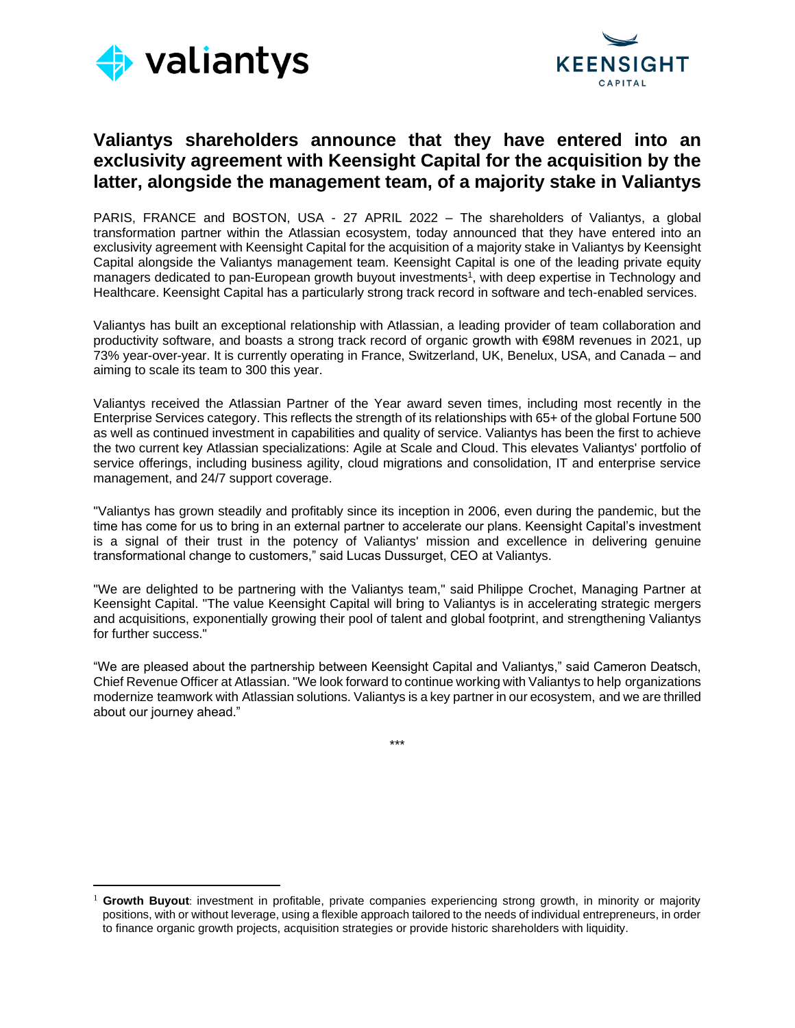# Valiantys shareholders announce that they have entered into an exclusivity agreement with Keensight Capital for the acquisition by the latter, alongside the management team, of a majority stake in Valiantys

PARIS, FRANCE and BOSTON, USA - 27 APRIL 2022 – The shareholders of Valiantys, a global transformation partner within the Atlassian ecosystem, today announced that they have entered into an exclusivity agreement with Keensight Capital for the acquisition of a majority stake in Valiantys by Keensight Capital alongside the Valiantys management team. Keensight Capital is one of the leading private equity managers dedicated to pan-European growth buyout investments[1], with deep expertise in Technology and Healthcare. Keensight Capital has a particularly strong track record in software and tech-enabled services.

Valiantys has built an exceptional relationship with Atlassian, a leading provider of team collaboration and productivity software, and boasts a strong track record of organic growth with €98M revenues in 2021, up 73% year-over-year. It is currently operating in France, Switzerland, UK, Benelux, USA, and Canada – and aiming to scale its team to 300 this year.

Valiantys received the Atlassian Partner of the Year award seven times, including most recently in the Enterprise Services category. This reflects the strength of its relationships with 65+ of the global Fortune 500 as well as continued investment in capabilities and quality of service. Valiantys has been the first to achieve the two current key Atlassian specializations: Agile at Scale and Cloud. This elevates Valiantys' portfolio of service offerings, including business agility, cloud migrations and consolidation, IT and enterprise service management, and 24/7 support coverage.

"Valiantys has grown steadily and profitably since its inception in 2006, even during the pandemic, but the time has come for us to bring in an external partner to accelerate our plans. Keensight Capital's investment is a signal of their trust in the potency of Valiantys' mission and excellence in delivering genuine transformational change to customers," said Lucas Dussurget, CEO at Valiantys.

"We are delighted to be partnering with the Valiantys team," said Philippe Crochet, Managing Partner at Keensight Capital. "The value Keensight Capital will bring to Valiantys is in accelerating strategic mergers and acquisitions, exponentially growing their pool of talent and global footprint, and strengthening Valiantys for further success."

"We are pleased about the partnership between Keensight Capital and Valiantys," said Cameron Deatsch, Chief Revenue Officer at Atlassian. "We look forward to continue working with Valiantys to help organizations modernize teamwork with Atlassian solutions. Valiantys is a key partner in our ecosystem, and we are thrilled about our journey ahead."

***

[1] **Growth Buyout**: investment in profitable, private companies experiencing strong growth, in minority or majority positions, with or without leverage, using a flexible approach tailored to the needs of individual entrepreneurs, in order to finance organic growth projects, acquisition strategies or provide historic shareholders with liquidity.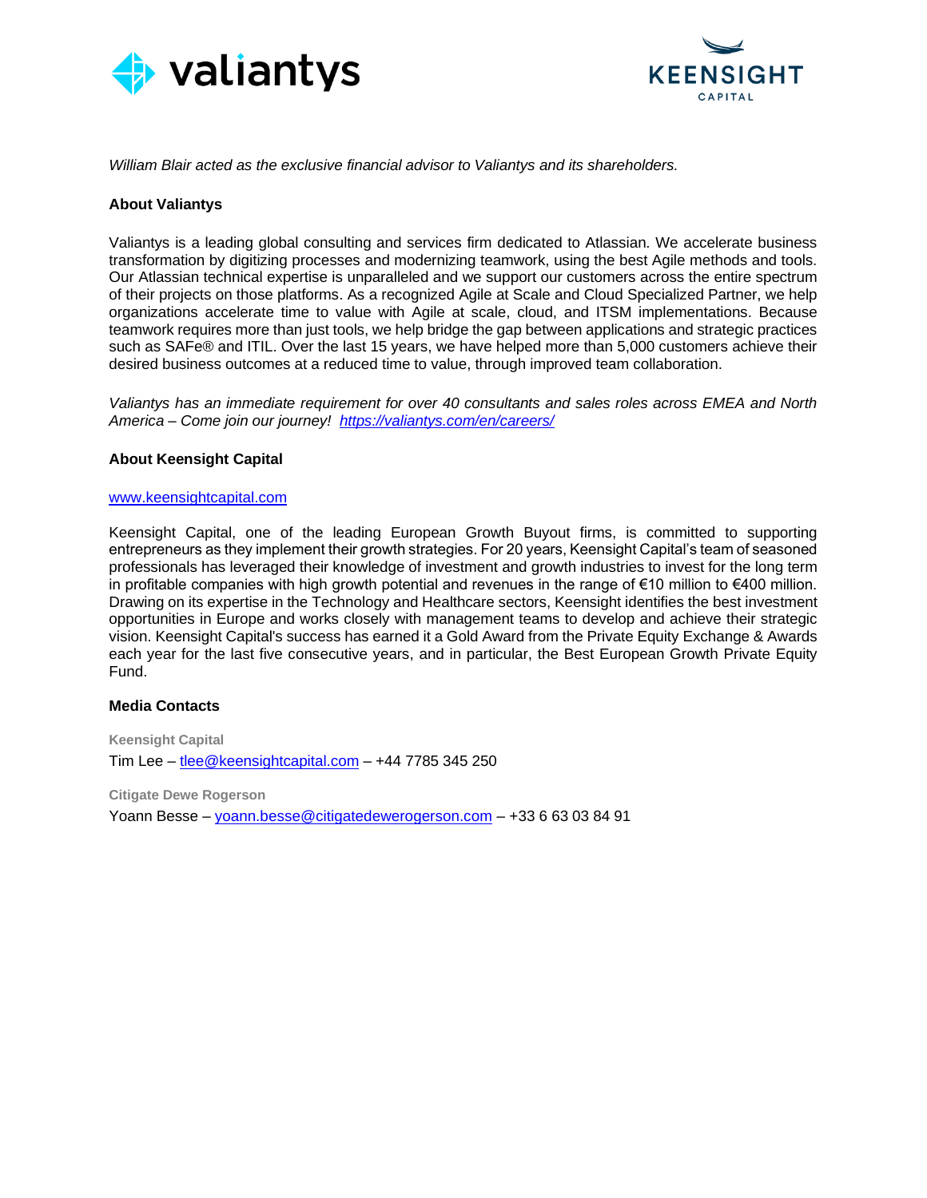*William Blair acted as the exclusive financial advisor to Valiantys and its shareholders.*

**About Valiantys**

Valiantys is a leading global consulting and services firm dedicated to Atlassian. We accelerate business transformation by digitizing processes and modernizing teamwork, using the best Agile methods and tools. Our Atlassian technical expertise is unparalleled and we support our customers across the entire spectrum of their projects on those platforms. As a recognized Agile at Scale and Cloud Specialized Partner, we help organizations accelerate time to value with Agile at scale, cloud, and ITSM implementations. Because teamwork requires more than just tools, we help bridge the gap between applications and strategic practices such as SAFe® and ITIL. Over the last 15 years, we have helped more than 5,000 customers achieve their desired business outcomes at a reduced time to value, through improved team collaboration.

*Valiantys has an immediate requirement for over 40 consultants and sales roles across EMEA and North America – Come join our journey!* [*https://valiantys.com/en/careers/*](https://valiantys.com/en/careers/)

**About Keensight Capital**

[www.keensightcapital.com](http://www.keensightcapital.com)

Keensight Capital, one of the leading European Growth Buyout firms, is committed to supporting entrepreneurs as they implement their growth strategies. For 20 years, Keensight Capital's team of seasoned professionals has leveraged their knowledge of investment and growth industries to invest for the long term in profitable companies with high growth potential and revenues in the range of €10 million to €400 million. Drawing on its expertise in the Technology and Healthcare sectors, Keensight identifies the best investment opportunities in Europe and works closely with management teams to develop and achieve their strategic vision. Keensight Capital's success has earned it a Gold Award from the Private Equity Exchange & Awards each year for the last five consecutive years, and in particular, the Best European Growth Private Equity Fund.

**Media Contacts**

**Keensight Capital**

Tim Lee – [tlee@keensightcapital.com](mailto:tlee@keensightcapital.com) – +44 7785 345 250

**Citigate Dewe Rogerson**

Yoann Besse – [yoann.besse@citigatedewerogerson.com](mailto:yoann.besse@citigatedewerogerson.com) – +33 6 63 03 84 91